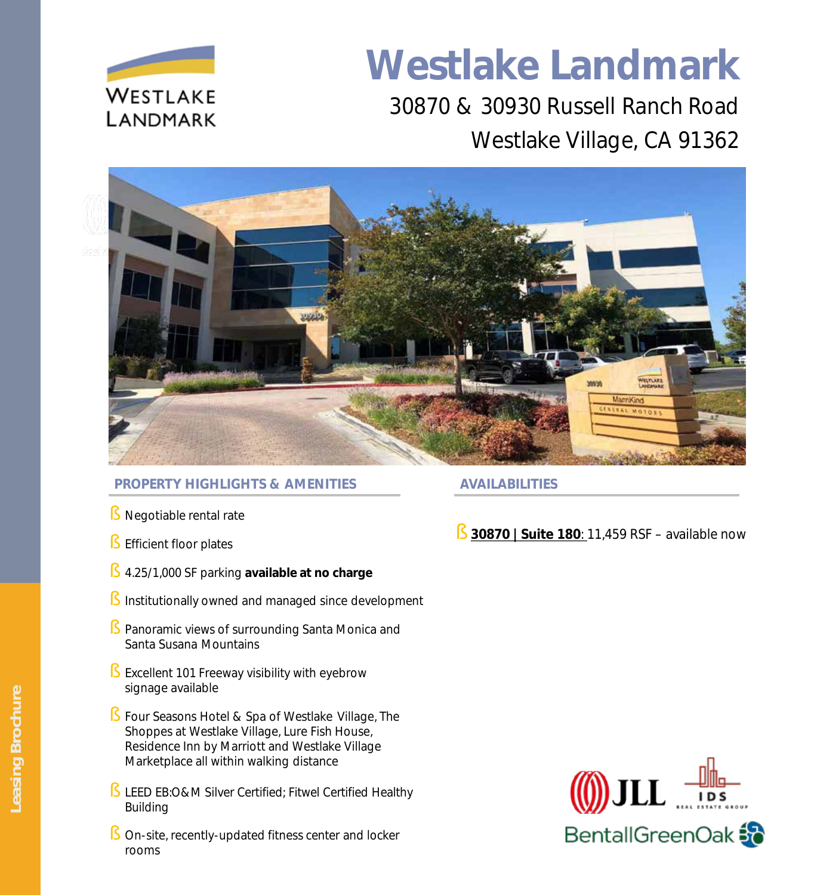# Westlake Landmark

30870 & 30930 Russell Ranch Road

Westlake Village, CA 91362

## PROPERTY HIGHLIGHTS & AMENITIES

- Negotiable rental rate
- Efficient floor plates
- 4.25/1,000 SF parking **available at no charge**
- Institutionally owned and managed since development
- Panoramic views of surrounding Santa Monica and Santa Susana Mountains
- Excellent 101 Freeway visibility with eyebrow signage available
- Four Seasons Hotel & Spa of Westlake Village, The Shoppes at Westlake Village, Lure Fish House, Residence Inn by Marriott and Westlake Village Marketplace all within walking distance
- LEED EB:O&M Silver Certified; Fitwel Certified Healthy Building
- On-site, recently-updated fitness center and locker rooms

## AVAILABILITIES

- **30870 | Suite 180**: 11,459 RSF – available now

Leasing Brochure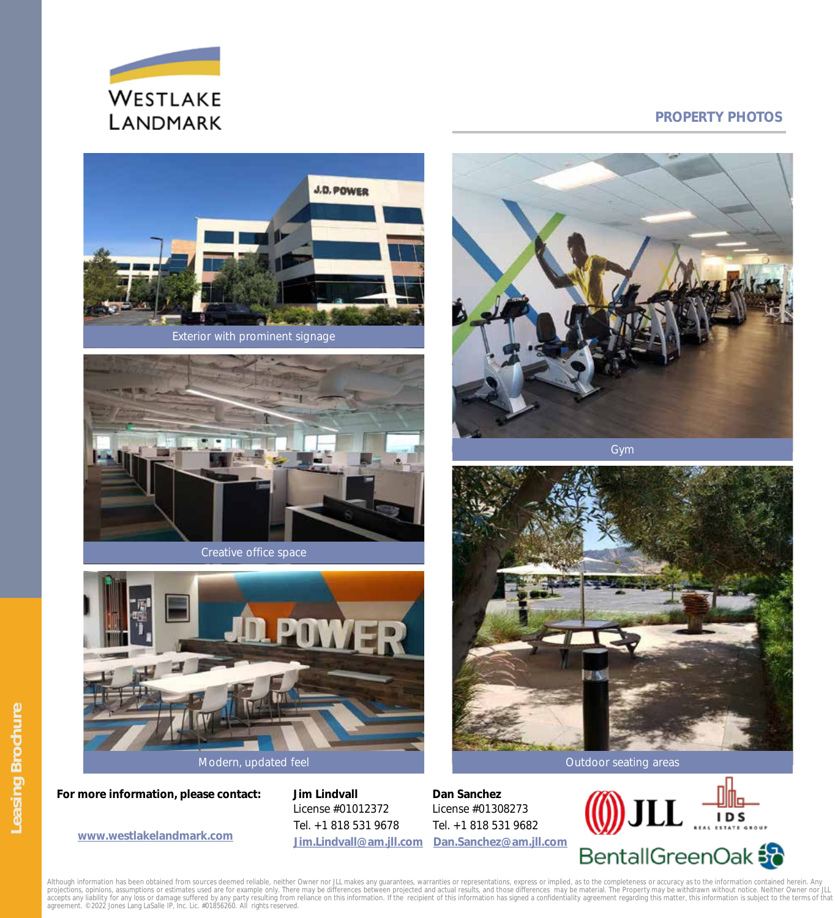WESTLAKE LANDMARK

## PROPERTY PHOTOS

Exterior with prominent signage

Creative office space

Modern, updated feel

Gym

Outdoor seating areas

**For more information, please contact:**

www.westlakelandmark.com

**Jim Lindvall**
License #01012372
Tel. +1 818 531 9678
Jim.Lindvall@am.jll.com

**Dan Sanchez**
License #01308273
Tel. +1 818 531 9682
Dan.Sanchez@am.jll.com

JLL
IDS REAL ESTATE GROUP
BentallGreenOak

Leasing Brochure

Although information has been obtained from sources deemed reliable, neither Owner nor JLL makes any guarantees, warranties or representations, express or implied, as to the completeness or accuracy as to the information contained herein. Any projections, opinions, assumptions or estimates used are for example only. There may be differences between projected and actual results, and those differences may be material. The Property may be withdrawn without notice. Neither Owner nor JLL accepts any liability for any loss or damage suffered by any party resulting from reliance on this information. If the recipient of this information has signed a confidentiality agreement regarding this matter, this information is subject to the terms of that agreement. ©2022 Jones Lang LaSalle IP, Inc. Lic. #01856260. All rights reserved.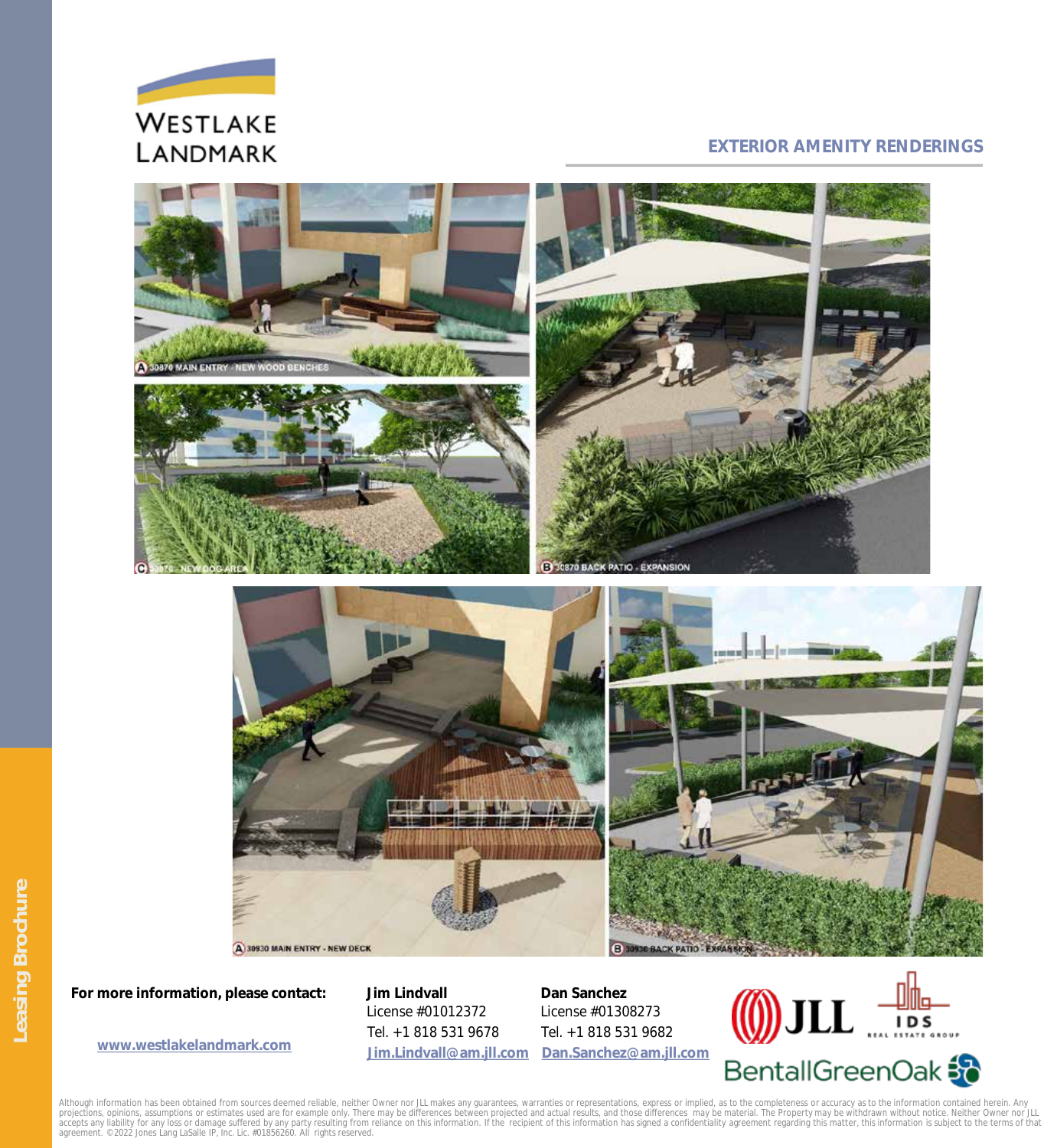# EXTERIOR AMENITY RENDERINGS

A 30870 MAIN ENTRY - NEW WOOD BENCHES

C 30870 - NEW DOG AREA

B 30870 BACK PATIO - EXPANSION

A 30930 MAIN ENTRY - NEW DECK

B 30930 BACK PATIO - EXPANSION

**For more information, please contact:**

www.westlakelandmark.com

**Jim Lindvall**
License #01012372
Tel. +1 818 531 9678
Jim.Lindvall@am.jll.com

**Dan Sanchez**
License #01308273
Tel. +1 818 531 9682
Dan.Sanchez@am.jll.com

Although information has been obtained from sources deemed reliable, neither Owner nor JLL makes any guarantees, warranties or representations, express or implied, as to the completeness or accuracy as to the information contained herein. Any projections, opinions, assumptions or estimates used are for example only. There may be differences between projected and actual results, and those differences may be material. The Property may be withdrawn without notice. Neither Owner nor JLL accepts any liability for any loss or damage suffered by any party resulting from reliance on this information. If the recipient of this information has signed a confidentiality agreement regarding this matter, this information is subject to the terms of that agreement. ©2022 Jones Lang LaSalle IP, Inc. Lic. #01856260. All rights reserved.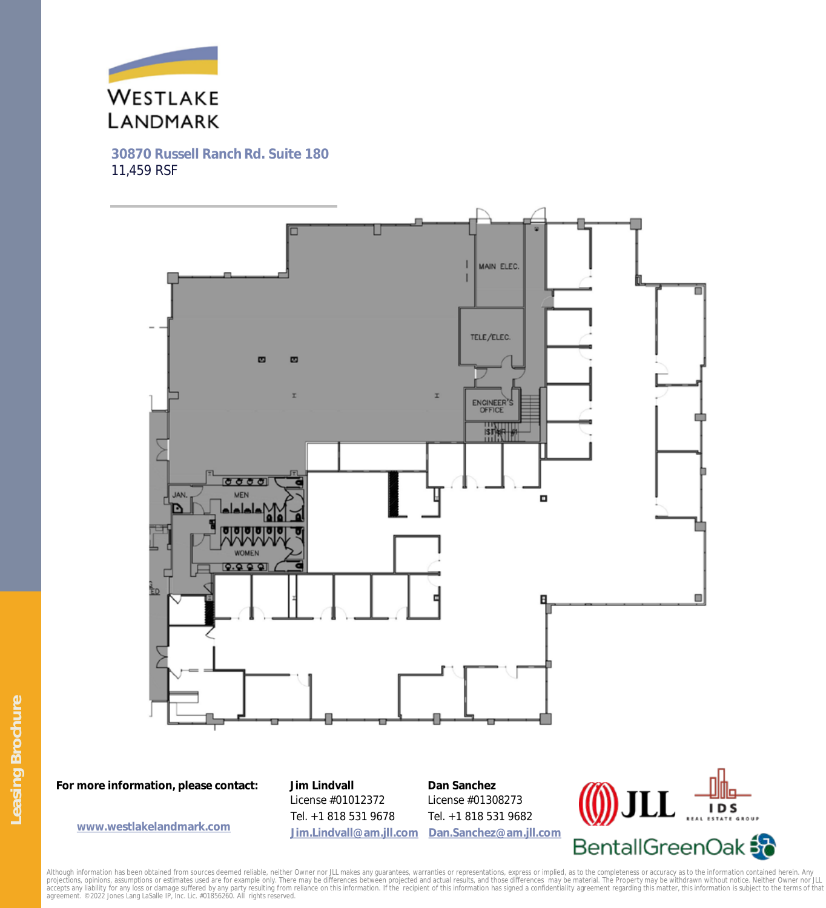# WESTLAKE LANDMARK

**30870 Russell Ranch Rd. Suite 180**
11,459 RSF

MAIN ELEC.

TELE/ELEC.

ENGINEER'S OFFICE

STAIR

JAN.

MEN

WOMEN

**For more information, please contact:**

www.westlakelandmark.com

**Jim Lindvall**
License #01012372
Tel. +1 818 531 9678
Jim.Lindvall@am.jll.com

**Dan Sanchez**
License #01308273
Tel. +1 818 531 9682
Dan.Sanchez@am.jll.com

JLL

IDS REAL ESTATE GROUP

BentallGreenOak

Leasing Brochure

Although information has been obtained from sources deemed reliable, neither Owner nor JLL makes any guarantees, warranties or representations, express or implied, as to the completeness or accuracy as to the information contained herein. Any projections, opinions, assumptions or estimates used are for example only. There may be differences between projected and actual results, and those differences may be material. The Property may be withdrawn without notice. Neither Owner nor JLL accepts any liability for any loss or damage suffered by any party resulting from reliance on this information. If the recipient of this information has signed a confidentiality agreement regarding this matter, this information is subject to the terms of that agreement. ©2022 Jones Lang LaSalle IP, Inc. Lic. #01856260. All rights reserved.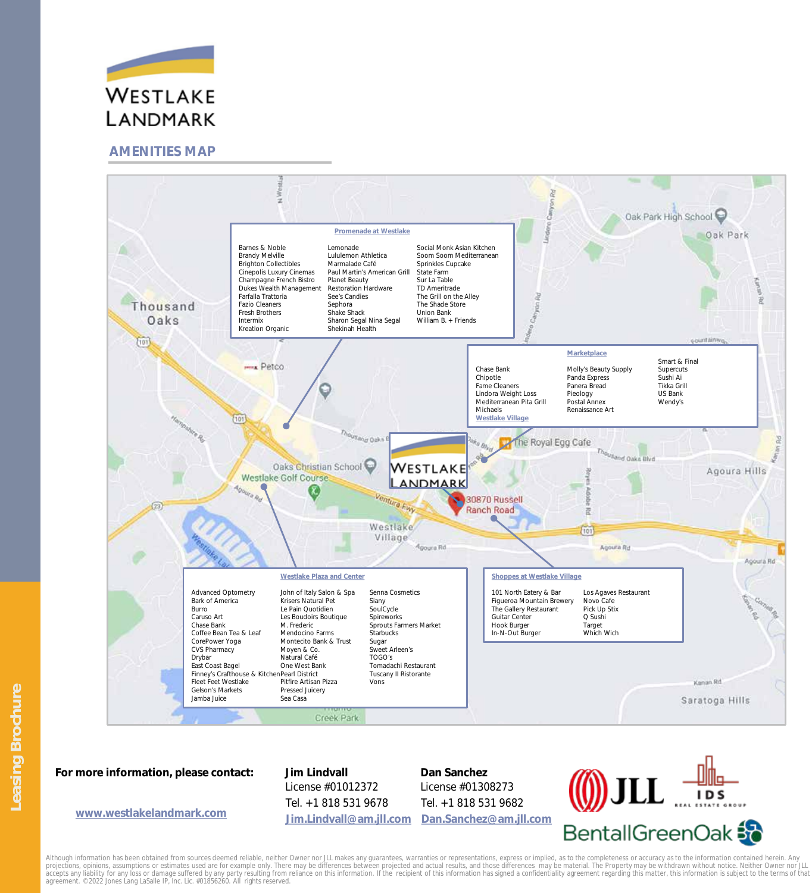# WESTLAKE LANDMARK

## AMENITIES MAP

### Promenade at Westlake

- Barnes & Noble
- Brandy Melville
- Brighton Collectibles
- Cinepolis Luxury Cinemas
- Champagne French Bistro
- Dukes Wealth Management
- Farfalla Trattoria
- Fazio Cleaners
- Fresh Brothers
- Intermix
- Kreation Organic
- Lemonade
- Lululemon Athletica
- Marmalade Café
- Paul Martin's American Grill
- Planet Beauty
- Restoration Hardware
- See's Candies
- Sephora
- Shake Shack
- Sharon Segal Nina Segal
- Shekinah Health
- Social Monk Asian Kitchen
- Soom Soom Mediterranean
- Sprinkles Cupcake
- State Farm
- Sur La Table
- TD Ameritrade
- The Grill on the Alley
- The Shade Store
- Union Bank
- William B. + Friends

### Marketplace

- Chase Bank
- Chipotle
- Fame Cleaners
- Lindora Weight Loss
- Mediterranean Pita Grill
- Michaels
- Molly's Beauty Supply
- Panda Express
- Panera Bread
- Pieology
- Postal Annex
- Renaissance Art
- Smart & Final
- Supercuts
- Sushi Ai
- Tikka Grill
- US Bank
- Wendy's

Westlake Village

### Westlake Plaza and Center

- Advanced Optometry
- Bark of America
- Burro
- Caruso Art
- Chase Bank
- Coffee Bean Tea & Leaf
- CorePower Yoga
- CVS Pharmacy
- Drybar
- East Coast Bagel
- Finney's Crafthouse & Kitchen
- Fleet Feet Westlake
- Gelson's Markets
- Jamba Juice
- John of Italy Salon & Spa
- Krisers Natural Pet
- Le Pain Quotidien
- Les Boudoirs Boutique
- M. Frederic
- Mendocino Farms
- Montecito Bank & Trust
- Moyen & Co.
- Natural Café
- One West Bank
- Pearl District
- Pitfire Artisan Pizza
- Pressed Juicery
- Sea Casa
- Senna Cosmetics
- Siany
- SoulCycle
- Spireworks
- Sprouts Farmers Market
- Starbucks
- Sugar
- Sweet Arleen's
- TOGO's
- Tomadachi Restaurant
- Tuscany Il Ristorante
- Vons

### Shoppes at Westlake Village

- 101 North Eatery & Bar
- Figueroa Mountain Brewery
- The Gallery Restaurant
- Guitar Center
- Hook Burger
- In-N-Out Burger
- Los Agaves Restaurant
- Novo Cafe
- Pick Up Stix
- Q Sushi
- Target
- Which Wich

30870 Russell Ranch Road

Thousand Oaks
Petco
Oaks Christian School
Westlake Golf Course
Westlake Village
The Royal Egg Cafe
Oak Park High School
Oak Park
Agoura Hills
Saratoga Hills
Creek Park

**For more information, please contact:**

www.westlakelandmark.com

**Jim Lindvall**
License #01012372
Tel. +1 818 531 9678
Jim.Lindvall@am.jll.com

**Dan Sanchez**
License #01308273
Tel. +1 818 531 9682
Dan.Sanchez@am.jll.com

JLL | IDS REAL ESTATE GROUP | BentallGreenOak

Leasing Brochure

Although information has been obtained from sources deemed reliable, neither Owner nor JLL makes any guarantees, warranties or representations, express or implied, as to the completeness or accuracy as to the information contained herein. Any projections, opinions, assumptions or estimates used are for example only. There may be differences between projected and actual results, and those differences may be material. The Property may be withdrawn without notice. Neither Owner nor JLL accepts any liability for any loss or damage suffered by any party resulting from reliance on this information. If the recipient of this information has signed a confidentiality agreement regarding this matter, this information is subject to the terms of that agreement. ©2022 Jones Lang LaSalle IP, Inc. Lic. #01856260. All rights reserved.